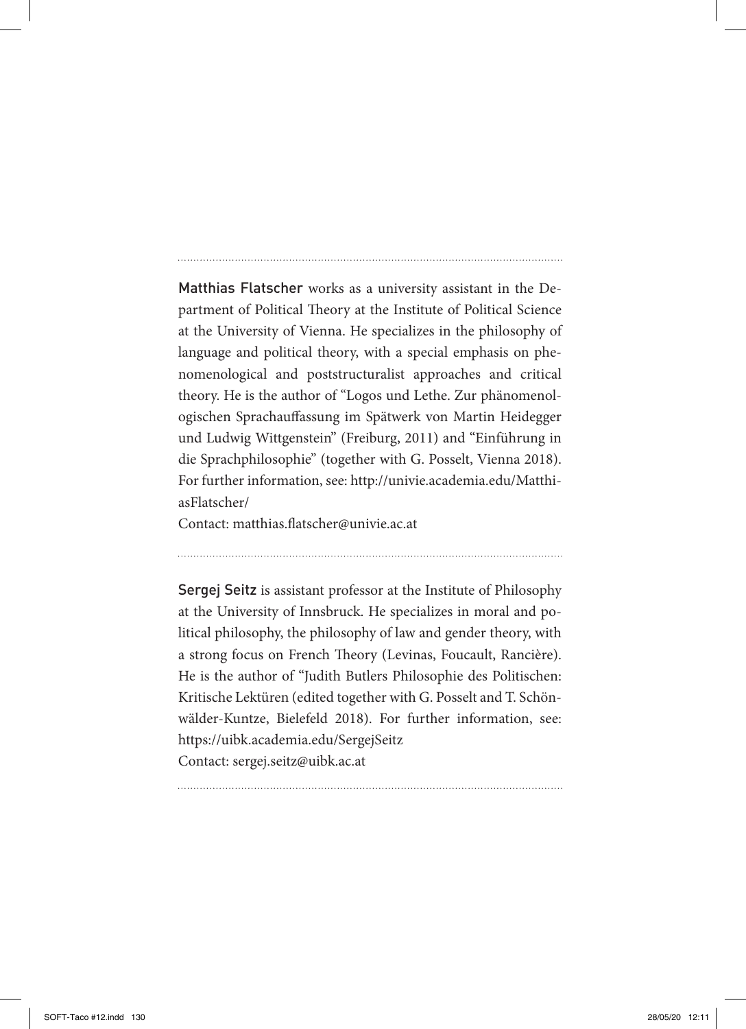**Matthias Flatscher** works as a university assistant in the Department of Political Theory at the Institute of Political Science at the University of Vienna. He specializes in the philosophy of language and political theory, with a special emphasis on phenomenological and poststructuralist approaches and critical theory. He is the author of "Logos und Lethe. Zur phänomenologischen Sprachauffassung im Spätwerk von Martin Heidegger und Ludwig Wittgenstein" (Freiburg, 2011) and "Einführung in die Sprachphilosophie" (together with G. Posselt, Vienna 2018). For further information, see: http://univie.academia.edu/MatthiasFlatscher/
Contact: matthias.flatscher@univie.ac.at

---

**Sergej Seitz** is assistant professor at the Institute of Philosophy at the University of Innsbruck. He specializes in moral and political philosophy, the philosophy of law and gender theory, with a strong focus on French Theory (Levinas, Foucault, Rancière). He is the author of "Judith Butlers Philosophie des Politischen: Kritische Lektüren (edited together with G. Posselt and T. Schönwälder-Kuntze, Bielefeld 2018). For further information, see: https://uibk.academia.edu/SergejSeitz
Contact: sergej.seitz@uibk.ac.at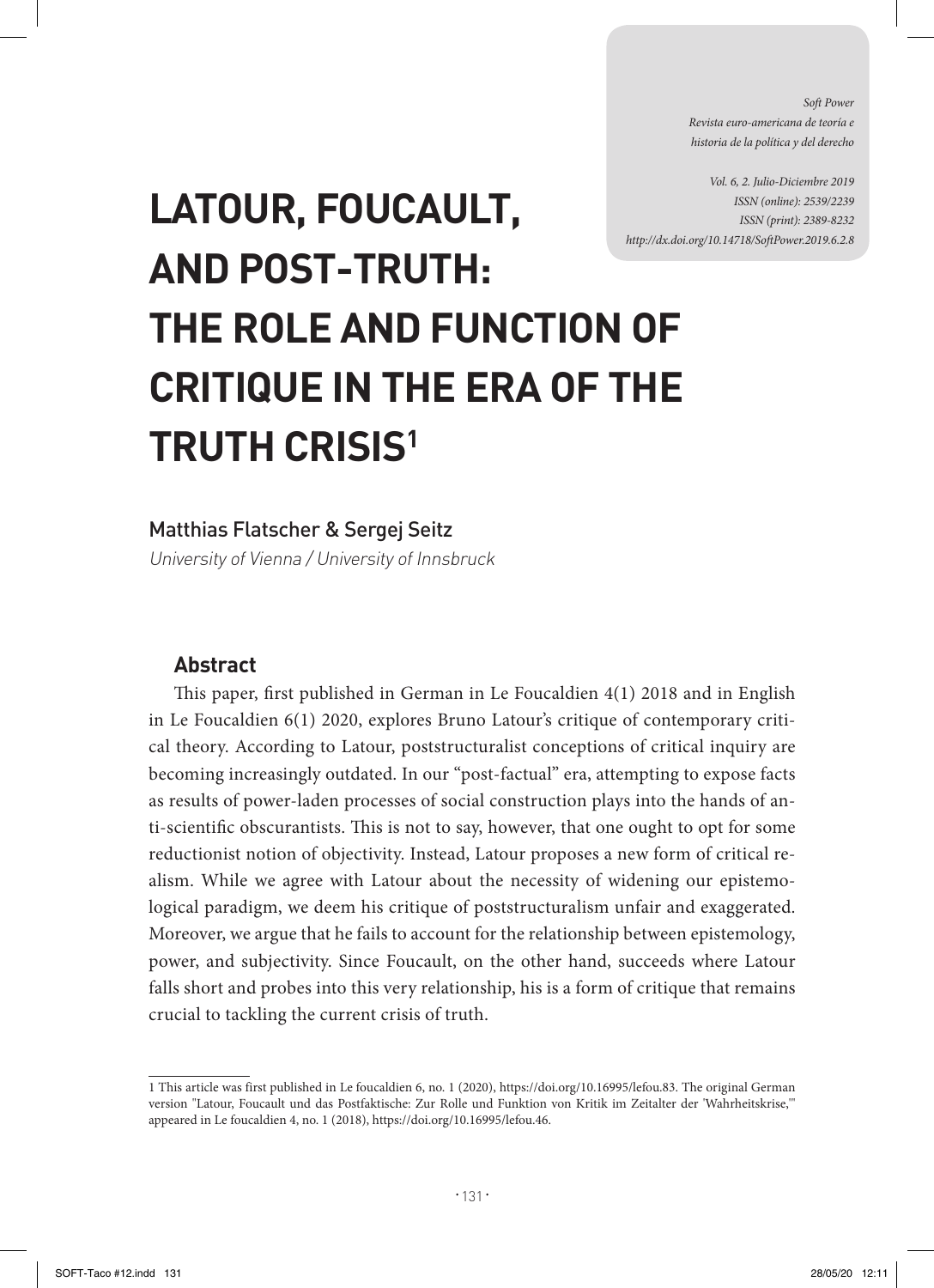# LATOUR, FOUCAULT, AND POST-TRUTH: THE ROLE AND FUNCTION OF CRITIQUE IN THE ERA OF THE TRUTH CRISIS[1]

Matthias Flatscher & Sergej Seitz

*University of Vienna / University of Innsbruck*

## Abstract

This paper, first published in German in Le Foucaldien 4(1) 2018 and in English in Le Foucaldien 6(1) 2020, explores Bruno Latour's critique of contemporary critical theory. According to Latour, poststructuralist conceptions of critical inquiry are becoming increasingly outdated. In our "post-factual" era, attempting to expose facts as results of power-laden processes of social construction plays into the hands of anti-scientific obscurantists. This is not to say, however, that one ought to opt for some reductionist notion of objectivity. Instead, Latour proposes a new form of critical realism. While we agree with Latour about the necessity of widening our epistemological paradigm, we deem his critique of poststructuralism unfair and exaggerated. Moreover, we argue that he fails to account for the relationship between epistemology, power, and subjectivity. Since Foucault, on the other hand, succeeds where Latour falls short and probes into this very relationship, his is a form of critique that remains crucial to tackling the current crisis of truth.

---

1 This article was first published in Le foucaldien 6, no. 1 (2020), https://doi.org/10.16995/lefou.83. The original German version "Latour, Foucault und das Postfaktische: Zur Rolle und Funktion von Kritik im Zeitalter der 'Wahrheitskrise,'" appeared in Le foucaldien 4, no. 1 (2018), https://doi.org/10.16995/lefou.46.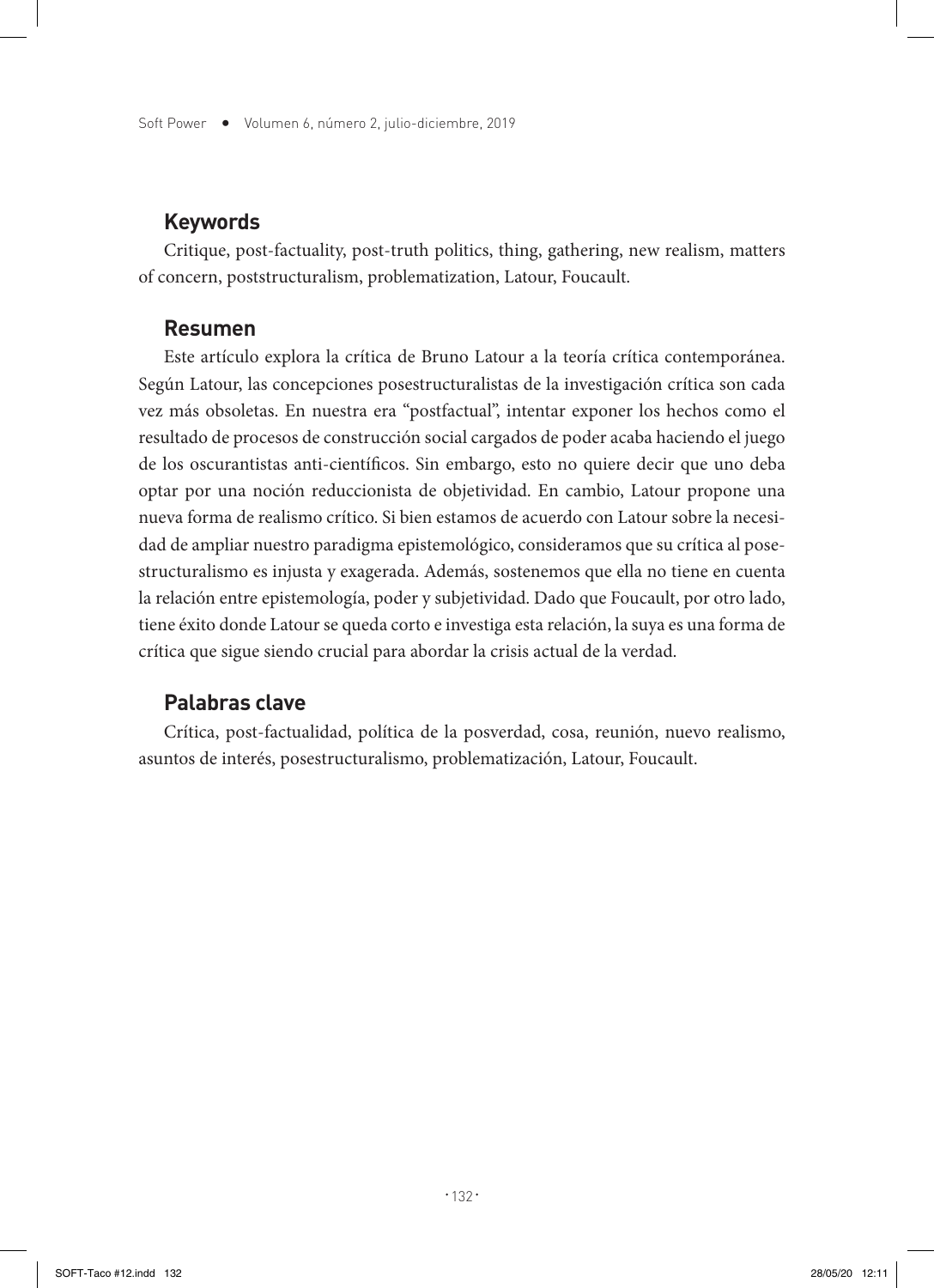## Keywords

Critique, post-factuality, post-truth politics, thing, gathering, new realism, matters of concern, poststructuralism, problematization, Latour, Foucault.

## Resumen

Este artículo explora la crítica de Bruno Latour a la teoría crítica contemporánea. Según Latour, las concepciones posestructuralistas de la investigación crítica son cada vez más obsoletas. En nuestra era "postfactual", intentar exponer los hechos como el resultado de procesos de construcción social cargados de poder acaba haciendo el juego de los oscurantistas anti-científicos. Sin embargo, esto no quiere decir que uno deba optar por una noción reduccionista de objetividad. En cambio, Latour propone una nueva forma de realismo crítico. Si bien estamos de acuerdo con Latour sobre la necesidad de ampliar nuestro paradigma epistemológico, consideramos que su crítica al posestructuralismo es injusta y exagerada. Además, sostenemos que ella no tiene en cuenta la relación entre epistemología, poder y subjetividad. Dado que Foucault, por otro lado, tiene éxito donde Latour se queda corto e investiga esta relación, la suya es una forma de crítica que sigue siendo crucial para abordar la crisis actual de la verdad.

## Palabras clave

Crítica, post-factualidad, política de la posverdad, cosa, reunión, nuevo realismo, asuntos de interés, posestructuralismo, problematización, Latour, Foucault.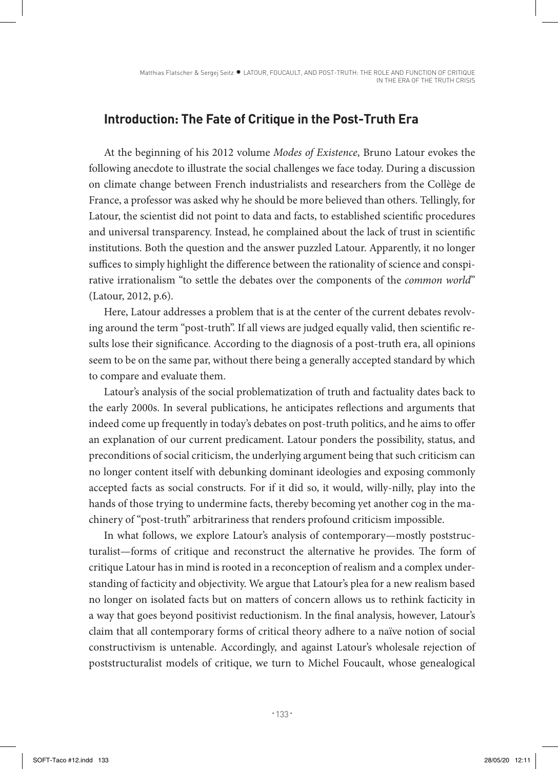## Introduction: The Fate of Critique in the Post-Truth Era

At the beginning of his 2012 volume *Modes of Existence*, Bruno Latour evokes the following anecdote to illustrate the social challenges we face today. During a discussion on climate change between French industrialists and researchers from the Collège de France, a professor was asked why he should be more believed than others. Tellingly, for Latour, the scientist did not point to data and facts, to established scientific procedures and universal transparency. Instead, he complained about the lack of trust in scientific institutions. Both the question and the answer puzzled Latour. Apparently, it no longer suffices to simply highlight the difference between the rationality of science and conspirative irrationalism "to settle the debates over the components of the *common world*" (Latour, 2012, p.6).

Here, Latour addresses a problem that is at the center of the current debates revolving around the term "post-truth". If all views are judged equally valid, then scientific results lose their significance. According to the diagnosis of a post-truth era, all opinions seem to be on the same par, without there being a generally accepted standard by which to compare and evaluate them.

Latour's analysis of the social problematization of truth and factuality dates back to the early 2000s. In several publications, he anticipates reflections and arguments that indeed come up frequently in today's debates on post-truth politics, and he aims to offer an explanation of our current predicament. Latour ponders the possibility, status, and preconditions of social criticism, the underlying argument being that such criticism can no longer content itself with debunking dominant ideologies and exposing commonly accepted facts as social constructs. For if it did so, it would, willy-nilly, play into the hands of those trying to undermine facts, thereby becoming yet another cog in the machinery of "post-truth" arbitrariness that renders profound criticism impossible.

In what follows, we explore Latour's analysis of contemporary—mostly poststructuralist—forms of critique and reconstruct the alternative he provides. The form of critique Latour has in mind is rooted in a reconception of realism and a complex understanding of facticity and objectivity. We argue that Latour's plea for a new realism based no longer on isolated facts but on matters of concern allows us to rethink facticity in a way that goes beyond positivist reductionism. In the final analysis, however, Latour's claim that all contemporary forms of critical theory adhere to a naïve notion of social constructivism is untenable. Accordingly, and against Latour's wholesale rejection of poststructuralist models of critique, we turn to Michel Foucault, whose genealogical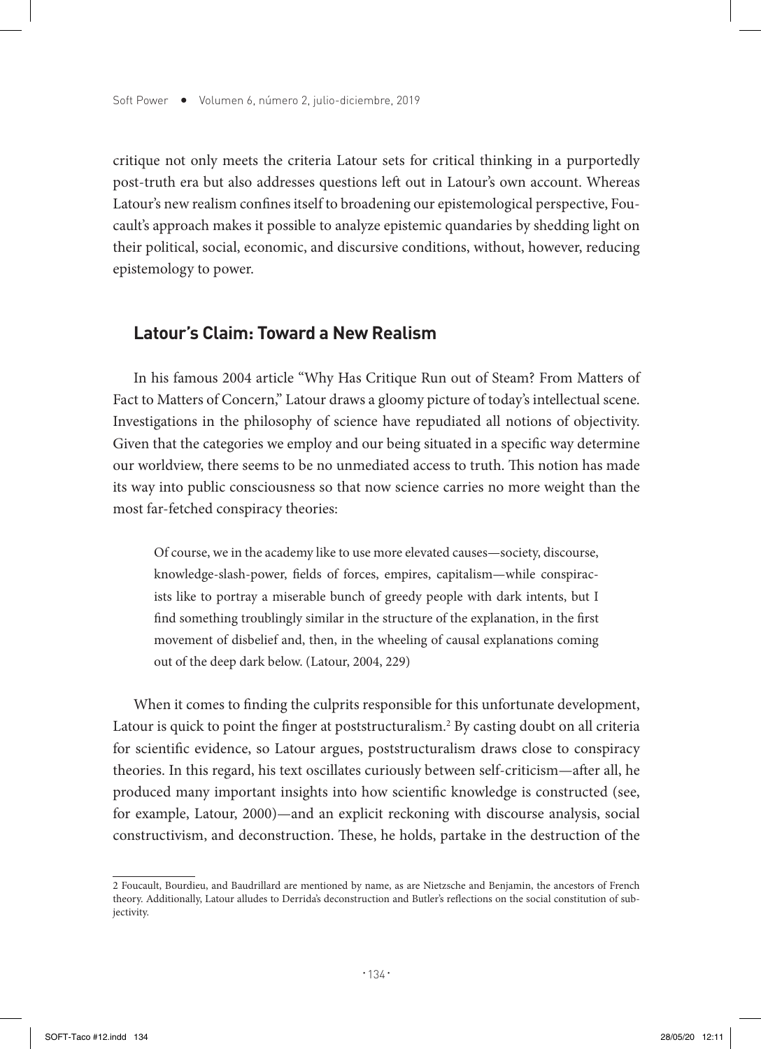critique not only meets the criteria Latour sets for critical thinking in a purportedly post-truth era but also addresses questions left out in Latour's own account. Whereas Latour's new realism confines itself to broadening our epistemological perspective, Foucault's approach makes it possible to analyze epistemic quandaries by shedding light on their political, social, economic, and discursive conditions, without, however, reducing epistemology to power.

## Latour's Claim: Toward a New Realism

In his famous 2004 article "Why Has Critique Run out of Steam? From Matters of Fact to Matters of Concern," Latour draws a gloomy picture of today's intellectual scene. Investigations in the philosophy of science have repudiated all notions of objectivity. Given that the categories we employ and our being situated in a specific way determine our worldview, there seems to be no unmediated access to truth. This notion has made its way into public consciousness so that now science carries no more weight than the most far-fetched conspiracy theories:

> Of course, we in the academy like to use more elevated causes—society, discourse, knowledge-slash-power, fields of forces, empires, capitalism—while conspiracists like to portray a miserable bunch of greedy people with dark intents, but I find something troublingly similar in the structure of the explanation, in the first movement of disbelief and, then, in the wheeling of causal explanations coming out of the deep dark below. (Latour, 2004, 229)

When it comes to finding the culprits responsible for this unfortunate development, Latour is quick to point the finger at poststructuralism.[2] By casting doubt on all criteria for scientific evidence, so Latour argues, poststructuralism draws close to conspiracy theories. In this regard, his text oscillates curiously between self-criticism—after all, he produced many important insights into how scientific knowledge is constructed (see, for example, Latour, 2000)—and an explicit reckoning with discourse analysis, social constructivism, and deconstruction. These, he holds, partake in the destruction of the

2 Foucault, Bourdieu, and Baudrillard are mentioned by name, as are Nietzsche and Benjamin, the ancestors of French theory. Additionally, Latour alludes to Derrida's deconstruction and Butler's reflections on the social constitution of subjectivity.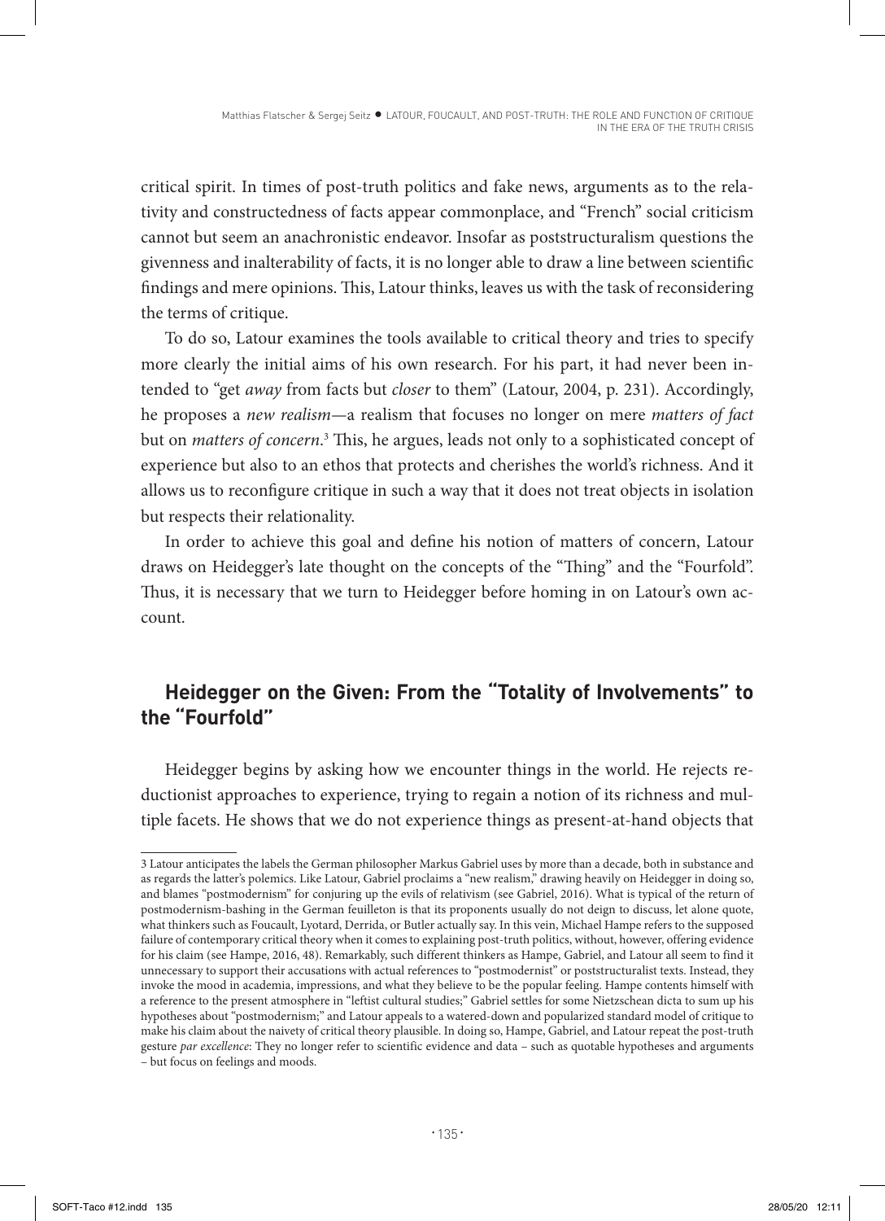critical spirit. In times of post-truth politics and fake news, arguments as to the relativity and constructedness of facts appear commonplace, and "French" social criticism cannot but seem an anachronistic endeavor. Insofar as poststructuralism questions the givenness and inalterability of facts, it is no longer able to draw a line between scientific findings and mere opinions. This, Latour thinks, leaves us with the task of reconsidering the terms of critique.

To do so, Latour examines the tools available to critical theory and tries to specify more clearly the initial aims of his own research. For his part, it had never been intended to "get *away* from facts but *closer* to them" (Latour, 2004, p. 231). Accordingly, he proposes a *new realism*—a realism that focuses no longer on mere *matters of fact* but on *matters of concern*.[3] This, he argues, leads not only to a sophisticated concept of experience but also to an ethos that protects and cherishes the world's richness. And it allows us to reconfigure critique in such a way that it does not treat objects in isolation but respects their relationality.

In order to achieve this goal and define his notion of matters of concern, Latour draws on Heidegger's late thought on the concepts of the "Thing" and the "Fourfold". Thus, it is necessary that we turn to Heidegger before homing in on Latour's own account.

## Heidegger on the Given: From the "Totality of Involvements" to the "Fourfold"

Heidegger begins by asking how we encounter things in the world. He rejects reductionist approaches to experience, trying to regain a notion of its richness and multiple facets. He shows that we do not experience things as present-at-hand objects that

---

3 Latour anticipates the labels the German philosopher Markus Gabriel uses by more than a decade, both in substance and as regards the latter's polemics. Like Latour, Gabriel proclaims a "new realism," drawing heavily on Heidegger in doing so, and blames "postmodernism" for conjuring up the evils of relativism (see Gabriel, 2016). What is typical of the return of postmodernism-bashing in the German feuilleton is that its proponents usually do not deign to discuss, let alone quote, what thinkers such as Foucault, Lyotard, Derrida, or Butler actually say. In this vein, Michael Hampe refers to the supposed failure of contemporary critical theory when it comes to explaining post-truth politics, without, however, offering evidence for his claim (see Hampe, 2016, 48). Remarkably, such different thinkers as Hampe, Gabriel, and Latour all seem to find it unnecessary to support their accusations with actual references to "postmodernist" or poststructuralist texts. Instead, they invoke the mood in academia, impressions, and what they believe to be the popular feeling. Hampe contents himself with a reference to the present atmosphere in "leftist cultural studies;" Gabriel settles for some Nietzschean dicta to sum up his hypotheses about "postmodernism;" and Latour appeals to a watered-down and popularized standard model of critique to make his claim about the naivety of critical theory plausible. In doing so, Hampe, Gabriel, and Latour repeat the post-truth gesture *par excellence*: They no longer refer to scientific evidence and data – such as quotable hypotheses and arguments – but focus on feelings and moods.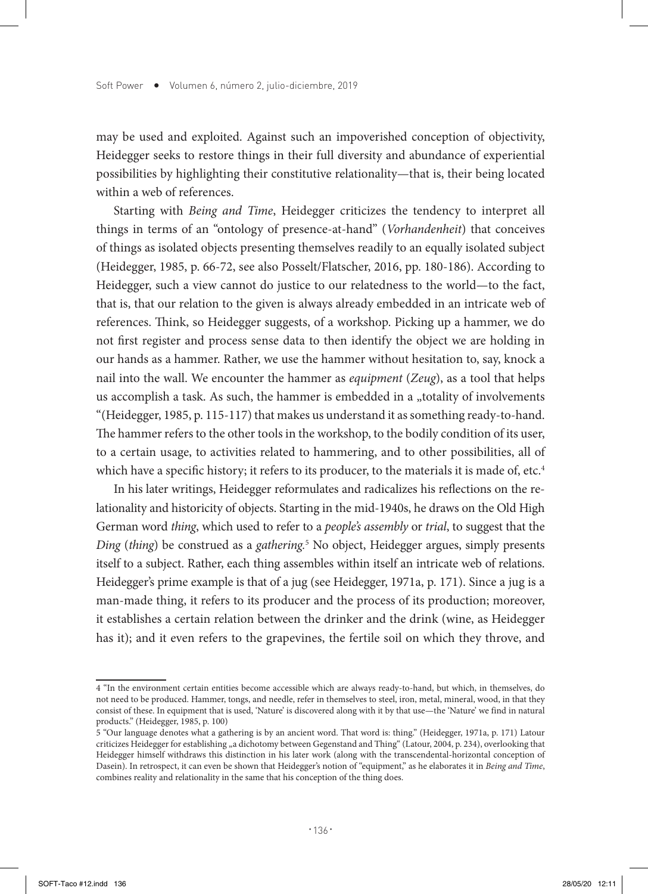may be used and exploited. Against such an impoverished conception of objectivity, Heidegger seeks to restore things in their full diversity and abundance of experiential possibilities by highlighting their constitutive relationality—that is, their being located within a web of references.

Starting with *Being and Time*, Heidegger criticizes the tendency to interpret all things in terms of an "ontology of presence-at-hand" (*Vorhandenheit*) that conceives of things as isolated objects presenting themselves readily to an equally isolated subject (Heidegger, 1985, p. 66-72, see also Posselt/Flatscher, 2016, pp. 180-186). According to Heidegger, such a view cannot do justice to our relatedness to the world—to the fact, that is, that our relation to the given is always already embedded in an intricate web of references. Think, so Heidegger suggests, of a workshop. Picking up a hammer, we do not first register and process sense data to then identify the object we are holding in our hands as a hammer. Rather, we use the hammer without hesitation to, say, knock a nail into the wall. We encounter the hammer as *equipment* (*Zeug*), as a tool that helps us accomplish a task. As such, the hammer is embedded in a „totality of involvements "(Heidegger, 1985, p. 115-117) that makes us understand it as something ready-to-hand. The hammer refers to the other tools in the workshop, to the bodily condition of its user, to a certain usage, to activities related to hammering, and to other possibilities, all of which have a specific history; it refers to its producer, to the materials it is made of, etc.[4]

In his later writings, Heidegger reformulates and radicalizes his reflections on the relationality and historicity of objects. Starting in the mid-1940s, he draws on the Old High German word *thing*, which used to refer to a *people's assembly* or *trial*, to suggest that the *Ding* (*thing*) be construed as a *gathering*.[5] No object, Heidegger argues, simply presents itself to a subject. Rather, each thing assembles within itself an intricate web of relations. Heidegger's prime example is that of a jug (see Heidegger, 1971a, p. 171). Since a jug is a man-made thing, it refers to its producer and the process of its production; moreover, it establishes a certain relation between the drinker and the drink (wine, as Heidegger has it); and it even refers to the grapevines, the fertile soil on which they throve, and

---

4 "In the environment certain entities become accessible which are always ready-to-hand, but which, in themselves, do not need to be produced. Hammer, tongs, and needle, refer in themselves to steel, iron, metal, mineral, wood, in that they consist of these. In equipment that is used, 'Nature' is discovered along with it by that use—the 'Nature' we find in natural products." (Heidegger, 1985, p. 100)

5 "Our language denotes what a gathering is by an ancient word. That word is: thing." (Heidegger, 1971a, p. 171) Latour criticizes Heidegger for establishing „a dichotomy between Gegenstand and Thing" (Latour, 2004, p. 234), overlooking that Heidegger himself withdraws this distinction in his later work (along with the transcendental-horizontal conception of Dasein). In retrospect, it can even be shown that Heidegger's notion of "equipment," as he elaborates it in *Being and Time*, combines reality and relationality in the same that his conception of the thing does.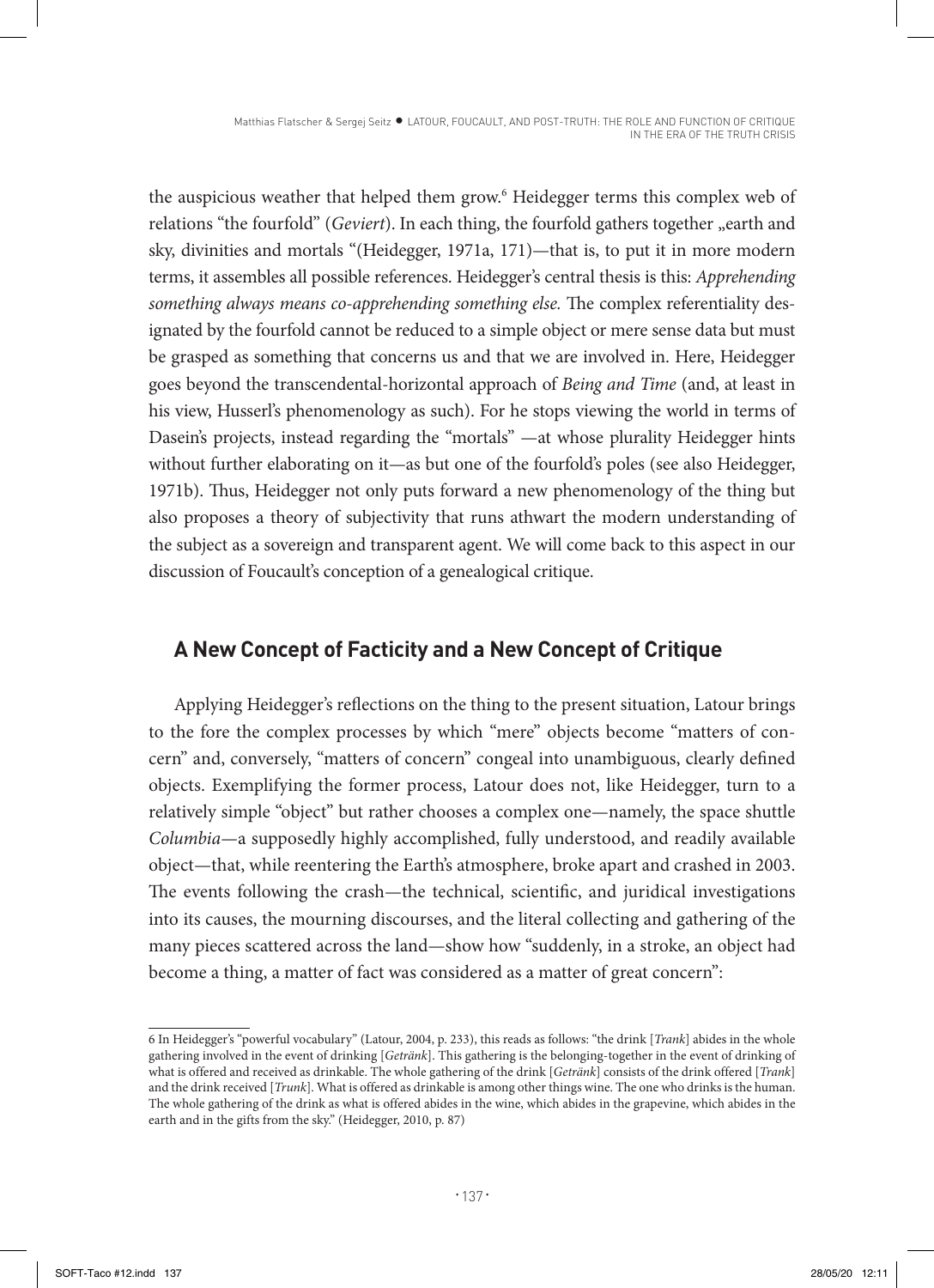the auspicious weather that helped them grow.[6] Heidegger terms this complex web of relations "the fourfold" (*Geviert*). In each thing, the fourfold gathers together „earth and sky, divinities and mortals "(Heidegger, 1971a, 171)—that is, to put it in more modern terms, it assembles all possible references. Heidegger's central thesis is this: *Apprehending something always means co-apprehending something else.* The complex referentiality designated by the fourfold cannot be reduced to a simple object or mere sense data but must be grasped as something that concerns us and that we are involved in. Here, Heidegger goes beyond the transcendental-horizontal approach of *Being and Time* (and, at least in his view, Husserl's phenomenology as such). For he stops viewing the world in terms of Dasein's projects, instead regarding the "mortals" —at whose plurality Heidegger hints without further elaborating on it—as but one of the fourfold's poles (see also Heidegger, 1971b). Thus, Heidegger not only puts forward a new phenomenology of the thing but also proposes a theory of subjectivity that runs athwart the modern understanding of the subject as a sovereign and transparent agent. We will come back to this aspect in our discussion of Foucault's conception of a genealogical critique.

## A New Concept of Facticity and a New Concept of Critique

Applying Heidegger's reflections on the thing to the present situation, Latour brings to the fore the complex processes by which "mere" objects become "matters of concern" and, conversely, "matters of concern" congeal into unambiguous, clearly defined objects. Exemplifying the former process, Latour does not, like Heidegger, turn to a relatively simple "object" but rather chooses a complex one—namely, the space shuttle *Columbia*—a supposedly highly accomplished, fully understood, and readily available object—that, while reentering the Earth's atmosphere, broke apart and crashed in 2003. The events following the crash—the technical, scientific, and juridical investigations into its causes, the mourning discourses, and the literal collecting and gathering of the many pieces scattered across the land—show how "suddenly, in a stroke, an object had become a thing, a matter of fact was considered as a matter of great concern":

---

[6] In Heidegger's "powerful vocabulary" (Latour, 2004, p. 233), this reads as follows: "the drink [*Trank*] abides in the whole gathering involved in the event of drinking [*Getränk*]. This gathering is the belonging-together in the event of drinking of what is offered and received as drinkable. The whole gathering of the drink [*Getränk*] consists of the drink offered [*Trank*] and the drink received [*Trunk*]. What is offered as drinkable is among other things wine. The one who drinks is the human. The whole gathering of the drink as what is offered abides in the wine, which abides in the grapevine, which abides in the earth and in the gifts from the sky." (Heidegger, 2010, p. 87)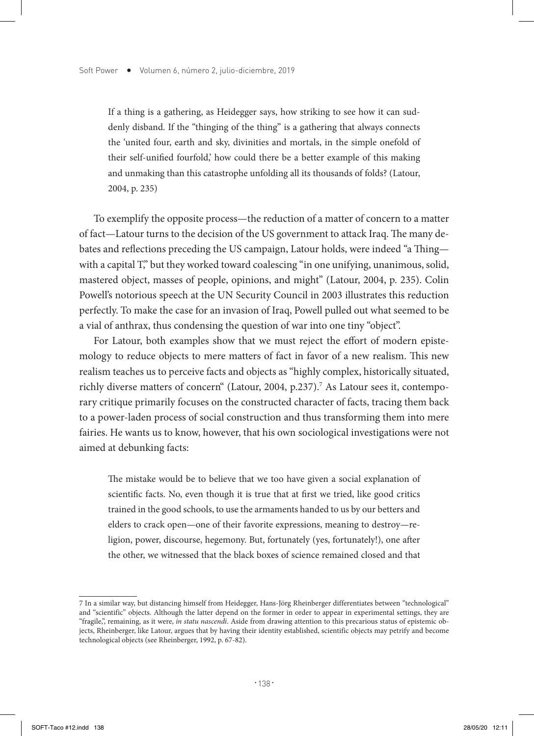> If a thing is a gathering, as Heidegger says, how striking to see how it can suddenly disband. If the "thinging of the thing" is a gathering that always connects the 'united four, earth and sky, divinities and mortals, in the simple onefold of their self-unified fourfold,' how could there be a better example of this making and unmaking than this catastrophe unfolding all its thousands of folds? (Latour, 2004, p. 235)

To exemplify the opposite process—the reduction of a matter of concern to a matter of fact—Latour turns to the decision of the US government to attack Iraq. The many debates and reflections preceding the US campaign, Latour holds, were indeed "a Thing—with a capital T," but they worked toward coalescing "in one unifying, unanimous, solid, mastered object, masses of people, opinions, and might" (Latour, 2004, p. 235). Colin Powell's notorious speech at the UN Security Council in 2003 illustrates this reduction perfectly. To make the case for an invasion of Iraq, Powell pulled out what seemed to be a vial of anthrax, thus condensing the question of war into one tiny "object".

For Latour, both examples show that we must reject the effort of modern epistemology to reduce objects to mere matters of fact in favor of a new realism. This new realism teaches us to perceive facts and objects as "highly complex, historically situated, richly diverse matters of concern" (Latour, 2004, p.237).[7] As Latour sees it, contemporary critique primarily focuses on the constructed character of facts, tracing them back to a power-laden process of social construction and thus transforming them into mere fairies. He wants us to know, however, that his own sociological investigations were not aimed at debunking facts:

> The mistake would be to believe that we too have given a social explanation of scientific facts. No, even though it is true that at first we tried, like good critics trained in the good schools, to use the armaments handed to us by our betters and elders to crack open—one of their favorite expressions, meaning to destroy—religion, power, discourse, hegemony. But, fortunately (yes, fortunately!), one after the other, we witnessed that the black boxes of science remained closed and that

---

7 In a similar way, but distancing himself from Heidegger, Hans-Jörg Rheinberger differentiates between "technological" and "scientific" objects. Although the latter depend on the former in order to appear in experimental settings, they are "fragile,", remaining, as it were, *in statu nascendi*. Aside from drawing attention to this precarious status of epistemic objects, Rheinberger, like Latour, argues that by having their identity established, scientific objects may petrify and become technological objects (see Rheinberger, 1992, p. 67-82).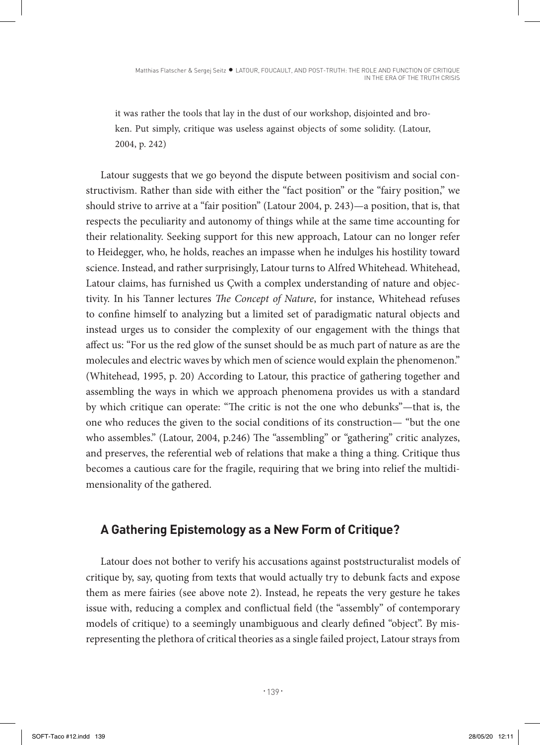it was rather the tools that lay in the dust of our workshop, disjointed and broken. Put simply, critique was useless against objects of some solidity. (Latour, 2004, p. 242)

Latour suggests that we go beyond the dispute between positivism and social constructivism. Rather than side with either the "fact position" or the "fairy position," we should strive to arrive at a "fair position" (Latour 2004, p. 243)—a position, that is, that respects the peculiarity and autonomy of things while at the same time accounting for their relationality. Seeking support for this new approach, Latour can no longer refer to Heidegger, who, he holds, reaches an impasse when he indulges his hostility toward science. Instead, and rather surprisingly, Latour turns to Alfred Whitehead. Whitehead, Latour claims, has furnished us Çwith a complex understanding of nature and objectivity. In his Tanner lectures *The Concept of Nature*, for instance, Whitehead refuses to confine himself to analyzing but a limited set of paradigmatic natural objects and instead urges us to consider the complexity of our engagement with the things that affect us: "For us the red glow of the sunset should be as much part of nature as are the molecules and electric waves by which men of science would explain the phenomenon." (Whitehead, 1995, p. 20) According to Latour, this practice of gathering together and assembling the ways in which we approach phenomena provides us with a standard by which critique can operate: "The critic is not the one who debunks"—that is, the one who reduces the given to the social conditions of its construction— "but the one who assembles." (Latour, 2004, p.246) The "assembling" or "gathering" critic analyzes, and preserves, the referential web of relations that make a thing a thing. Critique thus becomes a cautious care for the fragile, requiring that we bring into relief the multidimensionality of the gathered.

## A Gathering Epistemology as a New Form of Critique?

Latour does not bother to verify his accusations against poststructuralist models of critique by, say, quoting from texts that would actually try to debunk facts and expose them as mere fairies (see above note 2). Instead, he repeats the very gesture he takes issue with, reducing a complex and conflictual field (the "assembly" of contemporary models of critique) to a seemingly unambiguous and clearly defined "object". By misrepresenting the plethora of critical theories as a single failed project, Latour strays from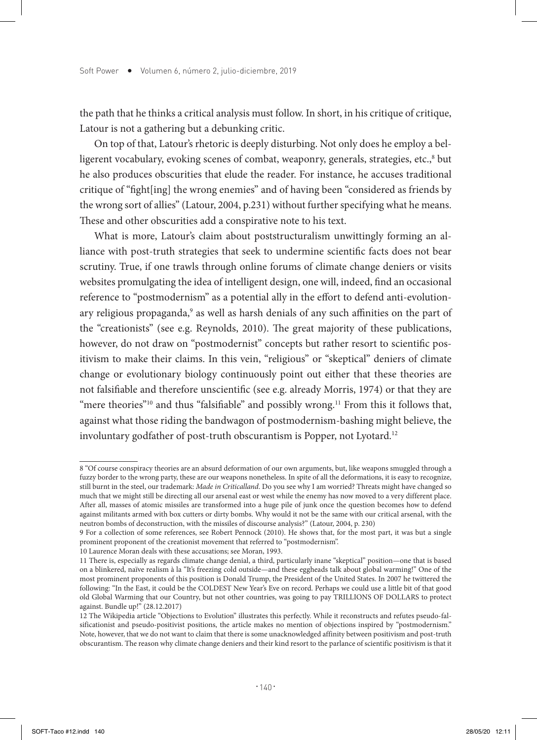the path that he thinks a critical analysis must follow. In short, in his critique of critique, Latour is not a gathering but a debunking critic.

On top of that, Latour's rhetoric is deeply disturbing. Not only does he employ a belligerent vocabulary, evoking scenes of combat, weaponry, generals, strategies, etc.,[8] but he also produces obscurities that elude the reader. For instance, he accuses traditional critique of "fight[ing] the wrong enemies" and of having been "considered as friends by the wrong sort of allies" (Latour, 2004, p.231) without further specifying what he means. These and other obscurities add a conspirative note to his text.

What is more, Latour's claim about poststructuralism unwittingly forming an alliance with post-truth strategies that seek to undermine scientific facts does not bear scrutiny. True, if one trawls through online forums of climate change deniers or visits websites promulgating the idea of intelligent design, one will, indeed, find an occasional reference to "postmodernism" as a potential ally in the effort to defend anti-evolutionary religious propaganda,[9] as well as harsh denials of any such affinities on the part of the "creationists" (see e.g. Reynolds, 2010). The great majority of these publications, however, do not draw on "postmodernist" concepts but rather resort to scientific positivism to make their claims. In this vein, "religious" or "skeptical" deniers of climate change or evolutionary biology continuously point out either that these theories are not falsifiable and therefore unscientific (see e.g. already Morris, 1974) or that they are "mere theories"[10] and thus "falsifiable" and possibly wrong.[11] From this it follows that, against what those riding the bandwagon of postmodernism-bashing might believe, the involuntary godfather of post-truth obscurantism is Popper, not Lyotard.[12]

---

8 "Of course conspiracy theories are an absurd deformation of our own arguments, but, like weapons smuggled through a fuzzy border to the wrong party, these are our weapons nonetheless. In spite of all the deformations, it is easy to recognize, still burnt in the steel, our trademark: *Made in Criticalland*. Do you see why I am worried? Threats might have changed so much that we might still be directing all our arsenal east or west while the enemy has now moved to a very different place. After all, masses of atomic missiles are transformed into a huge pile of junk once the question becomes how to defend against militants armed with box cutters or dirty bombs. Why would it not be the same with our critical arsenal, with the neutron bombs of deconstruction, with the missiles of discourse analysis?" (Latour, 2004, p. 230)

9 For a collection of some references, see Robert Pennock (2010). He shows that, for the most part, it was but a single prominent proponent of the creationist movement that referred to "postmodernism".

10 Laurence Moran deals with these accusations; see Moran, 1993.

11 There is, especially as regards climate change denial, a third, particularly inane "skeptical" position—one that is based on a blinkered, naïve realism à la "It's freezing cold outside—and these eggheads talk about global warming!" One of the most prominent proponents of this position is Donald Trump, the President of the United States. In 2007 he twittered the following: "In the East, it could be the COLDEST New Year's Eve on record. Perhaps we could use a little bit of that good old Global Warming that our Country, but not other countries, was going to pay TRILLIONS OF DOLLARS to protect against. Bundle up!" (28.12.2017)

12 The Wikipedia article "Objections to Evolution" illustrates this perfectly. While it reconstructs and refutes pseudo-falsificationist and pseudo-positivist positions, the article makes no mention of objections inspired by "postmodernism." Note, however, that we do not want to claim that there is some unacknowledged affinity between positivism and post-truth obscurantism. The reason why climate change deniers and their kind resort to the parlance of scientific positivism is that it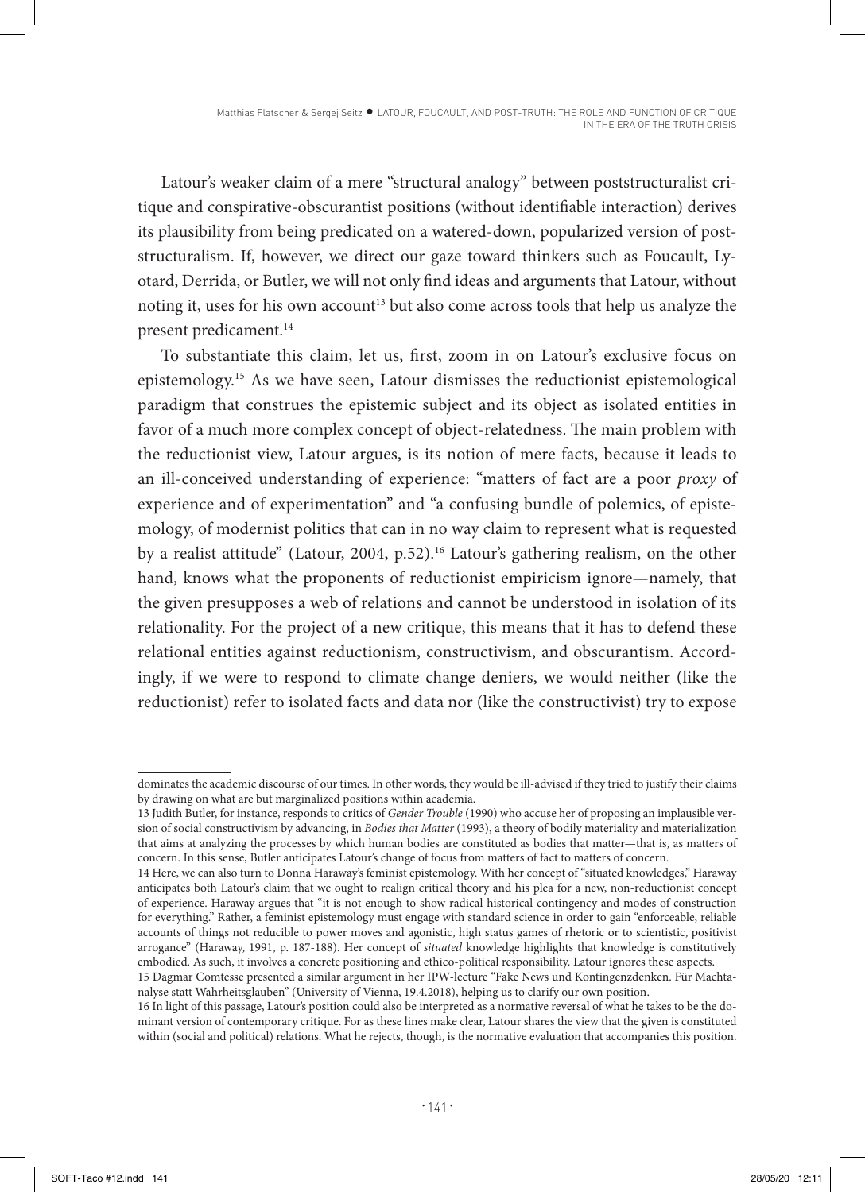Latour's weaker claim of a mere "structural analogy" between poststructuralist critique and conspirative-obscurantist positions (without identifiable interaction) derives its plausibility from being predicated on a watered-down, popularized version of poststructuralism. If, however, we direct our gaze toward thinkers such as Foucault, Lyotard, Derrida, or Butler, we will not only find ideas and arguments that Latour, without noting it, uses for his own account[13] but also come across tools that help us analyze the present predicament.[14]

To substantiate this claim, let us, first, zoom in on Latour's exclusive focus on epistemology.[15] As we have seen, Latour dismisses the reductionist epistemological paradigm that construes the epistemic subject and its object as isolated entities in favor of a much more complex concept of object-relatedness. The main problem with the reductionist view, Latour argues, is its notion of mere facts, because it leads to an ill-conceived understanding of experience: "matters of fact are a poor *proxy* of experience and of experimentation" and "a confusing bundle of polemics, of epistemology, of modernist politics that can in no way claim to represent what is requested by a realist attitude" (Latour, 2004, p.52).[16] Latour's gathering realism, on the other hand, knows what the proponents of reductionist empiricism ignore—namely, that the given presupposes a web of relations and cannot be understood in isolation of its relationality. For the project of a new critique, this means that it has to defend these relational entities against reductionism, constructivism, and obscurantism. Accordingly, if we were to respond to climate change deniers, we would neither (like the reductionist) refer to isolated facts and data nor (like the constructivist) try to expose

---

dominates the academic discourse of our times. In other words, they would be ill-advised if they tried to justify their claims by drawing on what are but marginalized positions within academia.

13 Judith Butler, for instance, responds to critics of *Gender Trouble* (1990) who accuse her of proposing an implausible version of social constructivism by advancing, in *Bodies that Matter* (1993), a theory of bodily materiality and materialization that aims at analyzing the processes by which human bodies are constituted as bodies that matter—that is, as matters of concern. In this sense, Butler anticipates Latour's change of focus from matters of fact to matters of concern.

14 Here, we can also turn to Donna Haraway's feminist epistemology. With her concept of "situated knowledges," Haraway anticipates both Latour's claim that we ought to realign critical theory and his plea for a new, non-reductionist concept of experience. Haraway argues that "it is not enough to show radical historical contingency and modes of construction for everything." Rather, a feminist epistemology must engage with standard science in order to gain "enforceable, reliable accounts of things not reducible to power moves and agonistic, high status games of rhetoric or to scientistic, positivist arrogance" (Haraway, 1991, p. 187-188). Her concept of *situated* knowledge highlights that knowledge is constitutively embodied. As such, it involves a concrete positioning and ethico-political responsibility. Latour ignores these aspects.

15 Dagmar Comtesse presented a similar argument in her IPW-lecture "Fake News und Kontingenzdenken. Für Machtanalyse statt Wahrheitsglauben" (University of Vienna, 19.4.2018), helping us to clarify our own position.

16 In light of this passage, Latour's position could also be interpreted as a normative reversal of what he takes to be the dominant version of contemporary critique. For as these lines make clear, Latour shares the view that the given is constituted within (social and political) relations. What he rejects, though, is the normative evaluation that accompanies this position.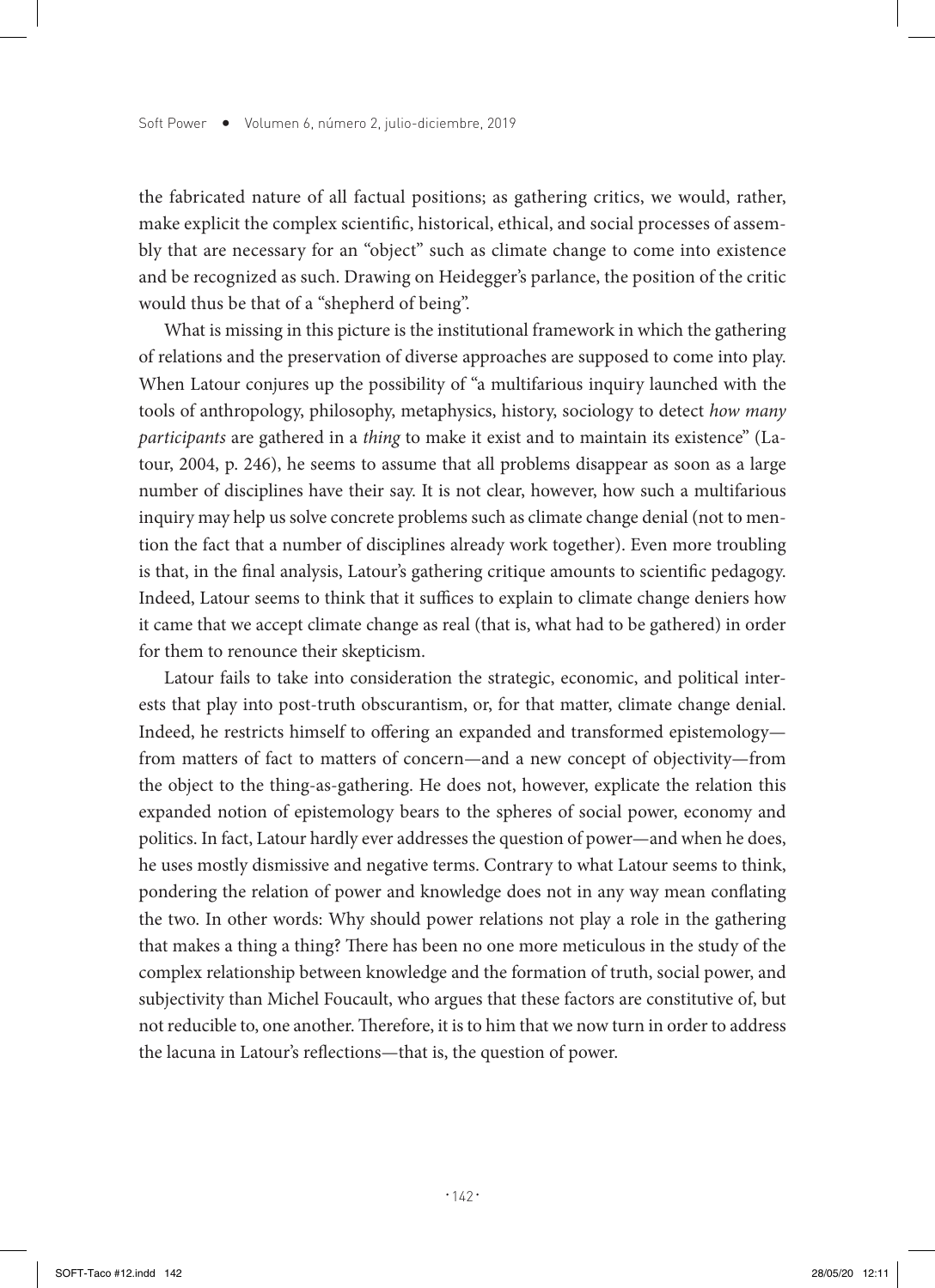the fabricated nature of all factual positions; as gathering critics, we would, rather, make explicit the complex scientific, historical, ethical, and social processes of assembly that are necessary for an "object" such as climate change to come into existence and be recognized as such. Drawing on Heidegger's parlance, the position of the critic would thus be that of a "shepherd of being".

What is missing in this picture is the institutional framework in which the gathering of relations and the preservation of diverse approaches are supposed to come into play. When Latour conjures up the possibility of "a multifarious inquiry launched with the tools of anthropology, philosophy, metaphysics, history, sociology to detect *how many participants* are gathered in a *thing* to make it exist and to maintain its existence" (Latour, 2004, p. 246), he seems to assume that all problems disappear as soon as a large number of disciplines have their say. It is not clear, however, how such a multifarious inquiry may help us solve concrete problems such as climate change denial (not to mention the fact that a number of disciplines already work together). Even more troubling is that, in the final analysis, Latour's gathering critique amounts to scientific pedagogy. Indeed, Latour seems to think that it suffices to explain to climate change deniers how it came that we accept climate change as real (that is, what had to be gathered) in order for them to renounce their skepticism.

Latour fails to take into consideration the strategic, economic, and political interests that play into post-truth obscurantism, or, for that matter, climate change denial. Indeed, he restricts himself to offering an expanded and transformed epistemology—from matters of fact to matters of concern—and a new concept of objectivity—from the object to the thing-as-gathering. He does not, however, explicate the relation this expanded notion of epistemology bears to the spheres of social power, economy and politics. In fact, Latour hardly ever addresses the question of power—and when he does, he uses mostly dismissive and negative terms. Contrary to what Latour seems to think, pondering the relation of power and knowledge does not in any way mean conflating the two. In other words: Why should power relations not play a role in the gathering that makes a thing a thing? There has been no one more meticulous in the study of the complex relationship between knowledge and the formation of truth, social power, and subjectivity than Michel Foucault, who argues that these factors are constitutive of, but not reducible to, one another. Therefore, it is to him that we now turn in order to address the lacuna in Latour's reflections—that is, the question of power.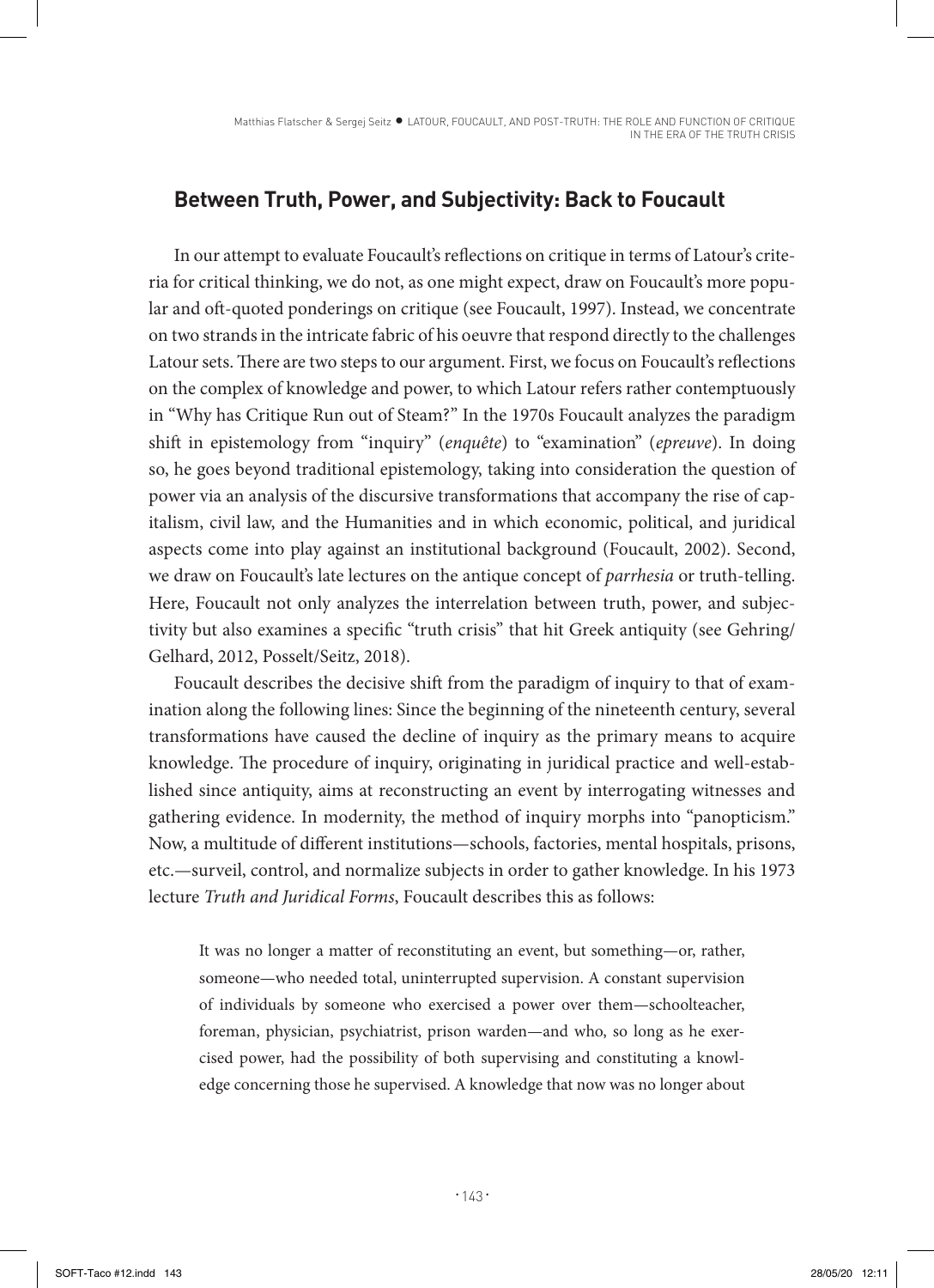## Between Truth, Power, and Subjectivity: Back to Foucault

In our attempt to evaluate Foucault's reflections on critique in terms of Latour's criteria for critical thinking, we do not, as one might expect, draw on Foucault's more popular and oft-quoted ponderings on critique (see Foucault, 1997). Instead, we concentrate on two strands in the intricate fabric of his oeuvre that respond directly to the challenges Latour sets. There are two steps to our argument. First, we focus on Foucault's reflections on the complex of knowledge and power, to which Latour refers rather contemptuously in "Why has Critique Run out of Steam?" In the 1970s Foucault analyzes the paradigm shift in epistemology from "inquiry" (*enquête*) to "examination" (*epreuve*). In doing so, he goes beyond traditional epistemology, taking into consideration the question of power via an analysis of the discursive transformations that accompany the rise of capitalism, civil law, and the Humanities and in which economic, political, and juridical aspects come into play against an institutional background (Foucault, 2002). Second, we draw on Foucault's late lectures on the antique concept of *parrhesia* or truth-telling. Here, Foucault not only analyzes the interrelation between truth, power, and subjectivity but also examines a specific "truth crisis" that hit Greek antiquity (see Gehring/Gelhard, 2012, Posselt/Seitz, 2018).

Foucault describes the decisive shift from the paradigm of inquiry to that of examination along the following lines: Since the beginning of the nineteenth century, several transformations have caused the decline of inquiry as the primary means to acquire knowledge. The procedure of inquiry, originating in juridical practice and well-established since antiquity, aims at reconstructing an event by interrogating witnesses and gathering evidence. In modernity, the method of inquiry morphs into "panopticism." Now, a multitude of different institutions—schools, factories, mental hospitals, prisons, etc.—surveil, control, and normalize subjects in order to gather knowledge. In his 1973 lecture *Truth and Juridical Forms*, Foucault describes this as follows:

> It was no longer a matter of reconstituting an event, but something—or, rather, someone—who needed total, uninterrupted supervision. A constant supervision of individuals by someone who exercised a power over them—schoolteacher, foreman, physician, psychiatrist, prison warden—and who, so long as he exercised power, had the possibility of both supervising and constituting a knowledge concerning those he supervised. A knowledge that now was no longer about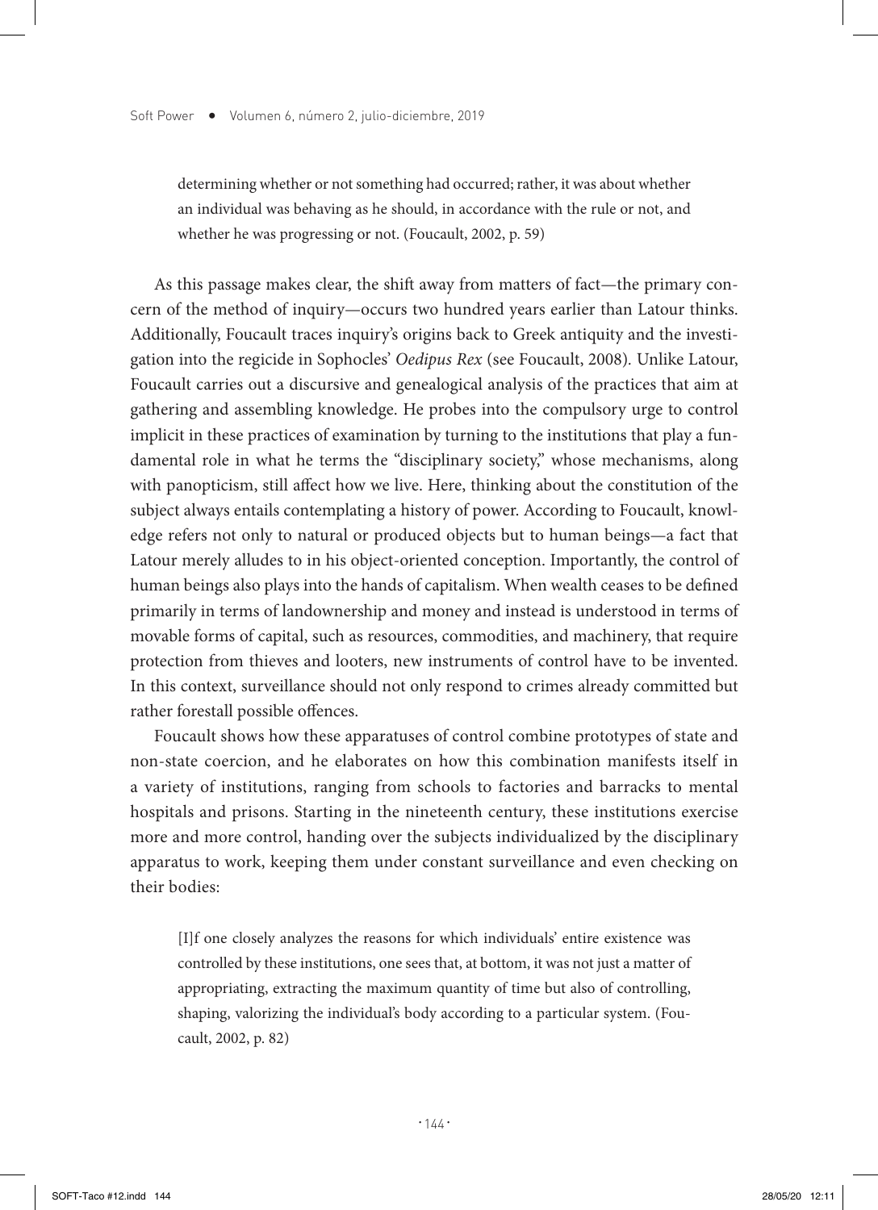> determining whether or not something had occurred; rather, it was about whether an individual was behaving as he should, in accordance with the rule or not, and whether he was progressing or not. (Foucault, 2002, p. 59)

As this passage makes clear, the shift away from matters of fact—the primary concern of the method of inquiry—occurs two hundred years earlier than Latour thinks. Additionally, Foucault traces inquiry's origins back to Greek antiquity and the investigation into the regicide in Sophocles' *Oedipus Rex* (see Foucault, 2008). Unlike Latour, Foucault carries out a discursive and genealogical analysis of the practices that aim at gathering and assembling knowledge. He probes into the compulsory urge to control implicit in these practices of examination by turning to the institutions that play a fundamental role in what he terms the "disciplinary society," whose mechanisms, along with panopticism, still affect how we live. Here, thinking about the constitution of the subject always entails contemplating a history of power. According to Foucault, knowledge refers not only to natural or produced objects but to human beings—a fact that Latour merely alludes to in his object-oriented conception. Importantly, the control of human beings also plays into the hands of capitalism. When wealth ceases to be defined primarily in terms of landownership and money and instead is understood in terms of movable forms of capital, such as resources, commodities, and machinery, that require protection from thieves and looters, new instruments of control have to be invented. In this context, surveillance should not only respond to crimes already committed but rather forestall possible offences.

Foucault shows how these apparatuses of control combine prototypes of state and non-state coercion, and he elaborates on how this combination manifests itself in a variety of institutions, ranging from schools to factories and barracks to mental hospitals and prisons. Starting in the nineteenth century, these institutions exercise more and more control, handing over the subjects individualized by the disciplinary apparatus to work, keeping them under constant surveillance and even checking on their bodies:

> [I]f one closely analyzes the reasons for which individuals' entire existence was controlled by these institutions, one sees that, at bottom, it was not just a matter of appropriating, extracting the maximum quantity of time but also of controlling, shaping, valorizing the individual's body according to a particular system. (Foucault, 2002, p. 82)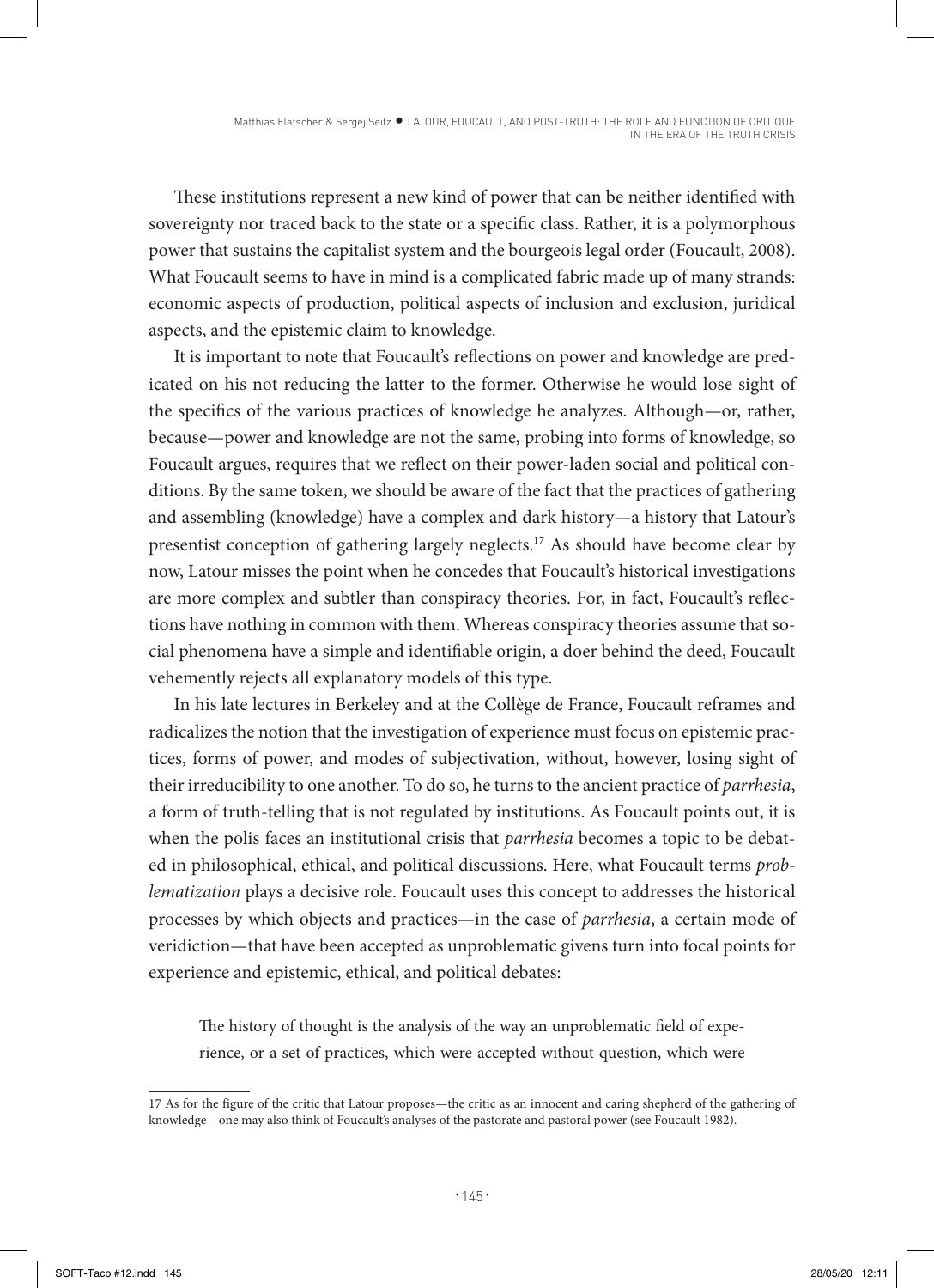These institutions represent a new kind of power that can be neither identified with sovereignty nor traced back to the state or a specific class. Rather, it is a polymorphous power that sustains the capitalist system and the bourgeois legal order (Foucault, 2008). What Foucault seems to have in mind is a complicated fabric made up of many strands: economic aspects of production, political aspects of inclusion and exclusion, juridical aspects, and the epistemic claim to knowledge.

It is important to note that Foucault's reflections on power and knowledge are predicated on his not reducing the latter to the former. Otherwise he would lose sight of the specifics of the various practices of knowledge he analyzes. Although—or, rather, because—power and knowledge are not the same, probing into forms of knowledge, so Foucault argues, requires that we reflect on their power-laden social and political conditions. By the same token, we should be aware of the fact that the practices of gathering and assembling (knowledge) have a complex and dark history—a history that Latour's presentist conception of gathering largely neglects.[17] As should have become clear by now, Latour misses the point when he concedes that Foucault's historical investigations are more complex and subtler than conspiracy theories. For, in fact, Foucault's reflections have nothing in common with them. Whereas conspiracy theories assume that social phenomena have a simple and identifiable origin, a doer behind the deed, Foucault vehemently rejects all explanatory models of this type.

In his late lectures in Berkeley and at the Collège de France, Foucault reframes and radicalizes the notion that the investigation of experience must focus on epistemic practices, forms of power, and modes of subjectivation, without, however, losing sight of their irreducibility to one another. To do so, he turns to the ancient practice of *parrhesia*, a form of truth-telling that is not regulated by institutions. As Foucault points out, it is when the polis faces an institutional crisis that *parrhesia* becomes a topic to be debated in philosophical, ethical, and political discussions. Here, what Foucault terms *problematization* plays a decisive role. Foucault uses this concept to addresses the historical processes by which objects and practices—in the case of *parrhesia*, a certain mode of veridiction—that have been accepted as unproblematic givens turn into focal points for experience and epistemic, ethical, and political debates:

> The history of thought is the analysis of the way an unproblematic field of experience, or a set of practices, which were accepted without question, which were

17 As for the figure of the critic that Latour proposes—the critic as an innocent and caring shepherd of the gathering of knowledge—one may also think of Foucault's analyses of the pastorate and pastoral power (see Foucault 1982).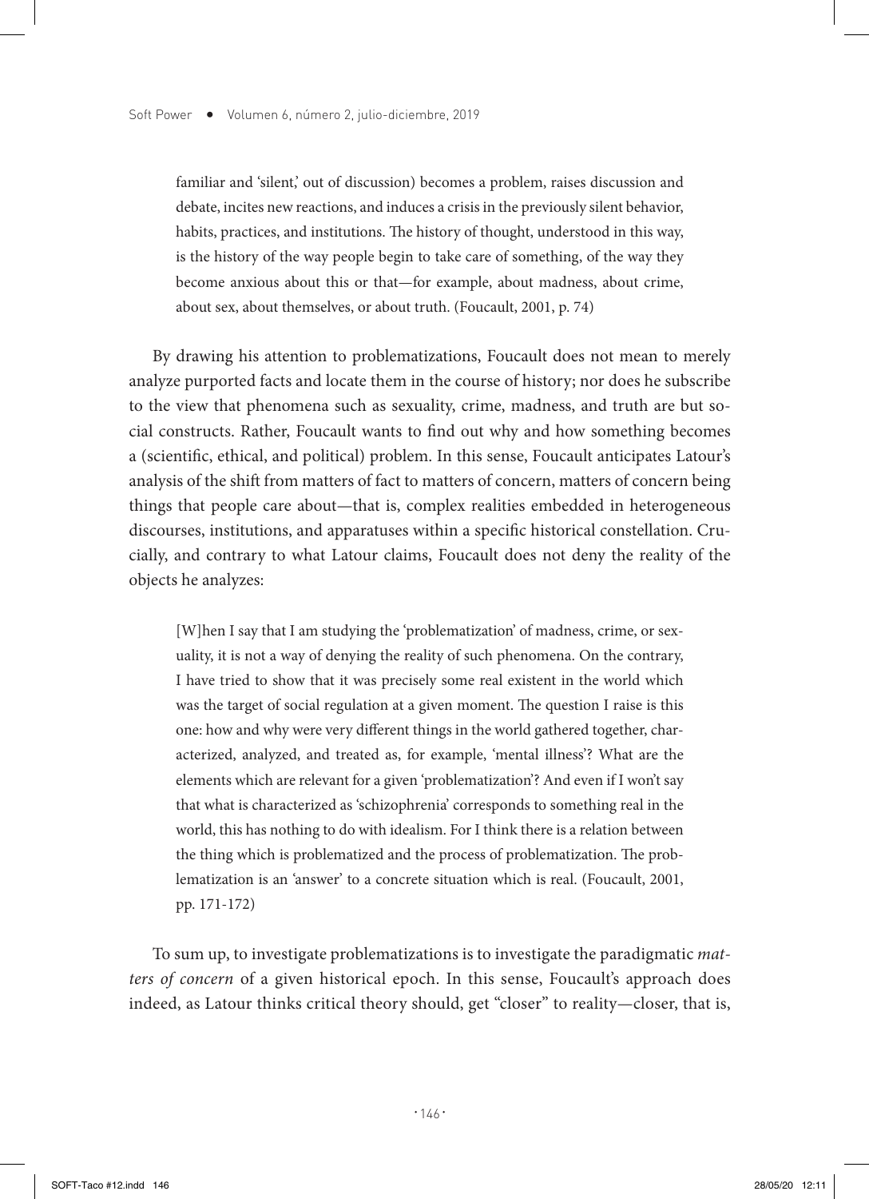> familiar and 'silent,' out of discussion) becomes a problem, raises discussion and debate, incites new reactions, and induces a crisis in the previously silent behavior, habits, practices, and institutions. The history of thought, understood in this way, is the history of the way people begin to take care of something, of the way they become anxious about this or that—for example, about madness, about crime, about sex, about themselves, or about truth. (Foucault, 2001, p. 74)

By drawing his attention to problematizations, Foucault does not mean to merely analyze purported facts and locate them in the course of history; nor does he subscribe to the view that phenomena such as sexuality, crime, madness, and truth are but social constructs. Rather, Foucault wants to find out why and how something becomes a (scientific, ethical, and political) problem. In this sense, Foucault anticipates Latour's analysis of the shift from matters of fact to matters of concern, matters of concern being things that people care about—that is, complex realities embedded in heterogeneous discourses, institutions, and apparatuses within a specific historical constellation. Crucially, and contrary to what Latour claims, Foucault does not deny the reality of the objects he analyzes:

> [W]hen I say that I am studying the 'problematization' of madness, crime, or sexuality, it is not a way of denying the reality of such phenomena. On the contrary, I have tried to show that it was precisely some real existent in the world which was the target of social regulation at a given moment. The question I raise is this one: how and why were very different things in the world gathered together, characterized, analyzed, and treated as, for example, 'mental illness'? What are the elements which are relevant for a given 'problematization'? And even if I won't say that what is characterized as 'schizophrenia' corresponds to something real in the world, this has nothing to do with idealism. For I think there is a relation between the thing which is problematized and the process of problematization. The problematization is an 'answer' to a concrete situation which is real. (Foucault, 2001, pp. 171-172)

To sum up, to investigate problematizations is to investigate the paradigmatic *matters of concern* of a given historical epoch. In this sense, Foucault's approach does indeed, as Latour thinks critical theory should, get "closer" to reality—closer, that is,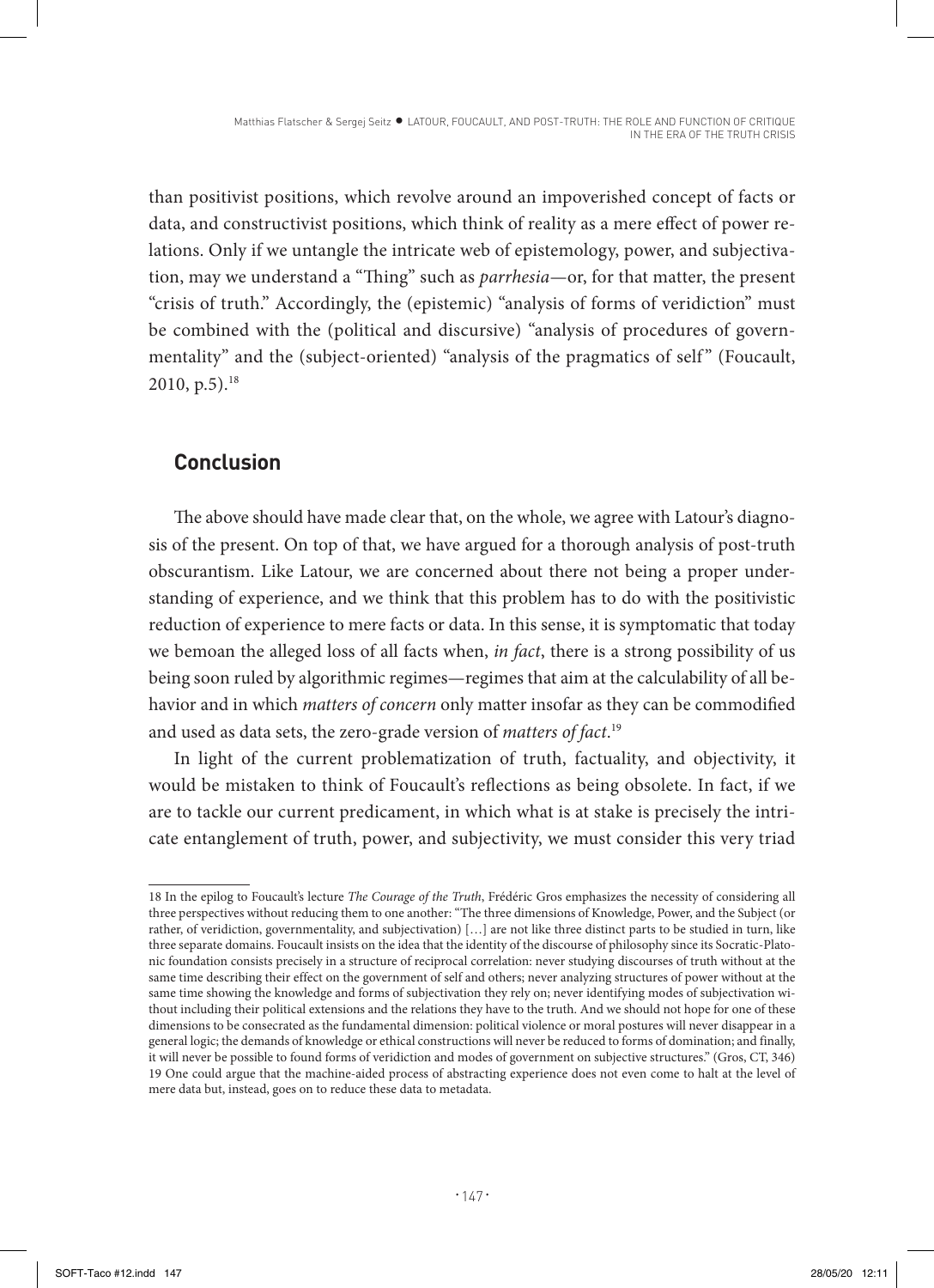than positivist positions, which revolve around an impoverished concept of facts or data, and constructivist positions, which think of reality as a mere effect of power relations. Only if we untangle the intricate web of epistemology, power, and subjectivation, may we understand a "Thing" such as *parrhesia*—or, for that matter, the present "crisis of truth." Accordingly, the (epistemic) "analysis of forms of veridiction" must be combined with the (political and discursive) "analysis of procedures of governmentality" and the (subject-oriented) "analysis of the pragmatics of self" (Foucault, 2010, p.5).[18]

## Conclusion

The above should have made clear that, on the whole, we agree with Latour's diagnosis of the present. On top of that, we have argued for a thorough analysis of post-truth obscurantism. Like Latour, we are concerned about there not being a proper understanding of experience, and we think that this problem has to do with the positivistic reduction of experience to mere facts or data. In this sense, it is symptomatic that today we bemoan the alleged loss of all facts when, *in fact*, there is a strong possibility of us being soon ruled by algorithmic regimes—regimes that aim at the calculability of all behavior and in which *matters of concern* only matter insofar as they can be commodified and used as data sets, the zero-grade version of *matters of fact*.[19]

In light of the current problematization of truth, factuality, and objectivity, it would be mistaken to think of Foucault's reflections as being obsolete. In fact, if we are to tackle our current predicament, in which what is at stake is precisely the intricate entanglement of truth, power, and subjectivity, we must consider this very triad

---

18 In the epilog to Foucault's lecture *The Courage of the Truth*, Frédéric Gros emphasizes the necessity of considering all three perspectives without reducing them to one another: "The three dimensions of Knowledge, Power, and the Subject (or rather, of veridiction, governmentality, and subjectivation) […] are not like three distinct parts to be studied in turn, like three separate domains. Foucault insists on the idea that the identity of the discourse of philosophy since its Socratic-Platonic foundation consists precisely in a structure of reciprocal correlation: never studying discourses of truth without at the same time describing their effect on the government of self and others; never analyzing structures of power without at the same time showing the knowledge and forms of subjectivation they rely on; never identifying modes of subjectivation without including their political extensions and the relations they have to the truth. And we should not hope for one of these dimensions to be consecrated as the fundamental dimension: political violence or moral postures will never disappear in a general logic; the demands of knowledge or ethical constructions will never be reduced to forms of domination; and finally, it will never be possible to found forms of veridiction and modes of government on subjective structures." (Gros, CT, 346)

19 One could argue that the machine-aided process of abstracting experience does not even come to halt at the level of mere data but, instead, goes on to reduce these data to metadata.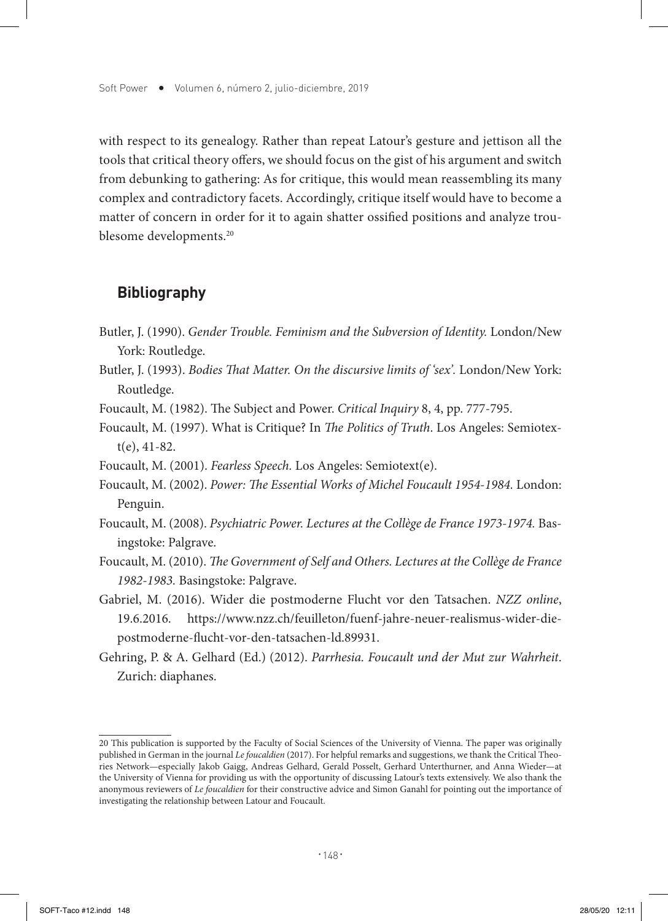with respect to its genealogy. Rather than repeat Latour's gesture and jettison all the tools that critical theory offers, we should focus on the gist of his argument and switch from debunking to gathering: As for critique, this would mean reassembling its many complex and contradictory facets. Accordingly, critique itself would have to become a matter of concern in order for it to again shatter ossified positions and analyze troublesome developments.[20]

## Bibliography

Butler, J. (1990). *Gender Trouble. Feminism and the Subversion of Identity.* London/New York: Routledge.

Butler, J. (1993). *Bodies That Matter. On the discursive limits of 'sex'.* London/New York: Routledge.

Foucault, M. (1982). The Subject and Power. *Critical Inquiry* 8, 4, pp. 777-795.

Foucault, M. (1997). What is Critique? In *The Politics of Truth*. Los Angeles: Semiotext(e), 41-82.

Foucault, M. (2001). *Fearless Speech.* Los Angeles: Semiotext(e).

Foucault, M. (2002). *Power: The Essential Works of Michel Foucault 1954-1984.* London: Penguin.

Foucault, M. (2008). *Psychiatric Power. Lectures at the Collège de France 1973-1974.* Basingstoke: Palgrave.

Foucault, M. (2010). *The Government of Self and Others. Lectures at the Collège de France 1982-1983.* Basingstoke: Palgrave.

Gabriel, M. (2016). Wider die postmoderne Flucht vor den Tatsachen. *NZZ online*, 19.6.2016. https://www.nzz.ch/feuilleton/fuenf-jahre-neuer-realismus-wider-die-postmoderne-flucht-vor-den-tatsachen-ld.89931.

Gehring, P. & A. Gelhard (Ed.) (2012). *Parrhesia. Foucault und der Mut zur Wahrheit*. Zurich: diaphanes.

---

20 This publication is supported by the Faculty of Social Sciences of the University of Vienna. The paper was originally published in German in the journal *Le foucaldien* (2017). For helpful remarks and suggestions, we thank the Critical Theories Network—especially Jakob Gaigg, Andreas Gelhard, Gerald Posselt, Gerhard Unterthurner, and Anna Wieder—at the University of Vienna for providing us with the opportunity of discussing Latour's texts extensively. We also thank the anonymous reviewers of *Le foucaldien* for their constructive advice and Simon Ganahl for pointing out the importance of investigating the relationship between Latour and Foucault.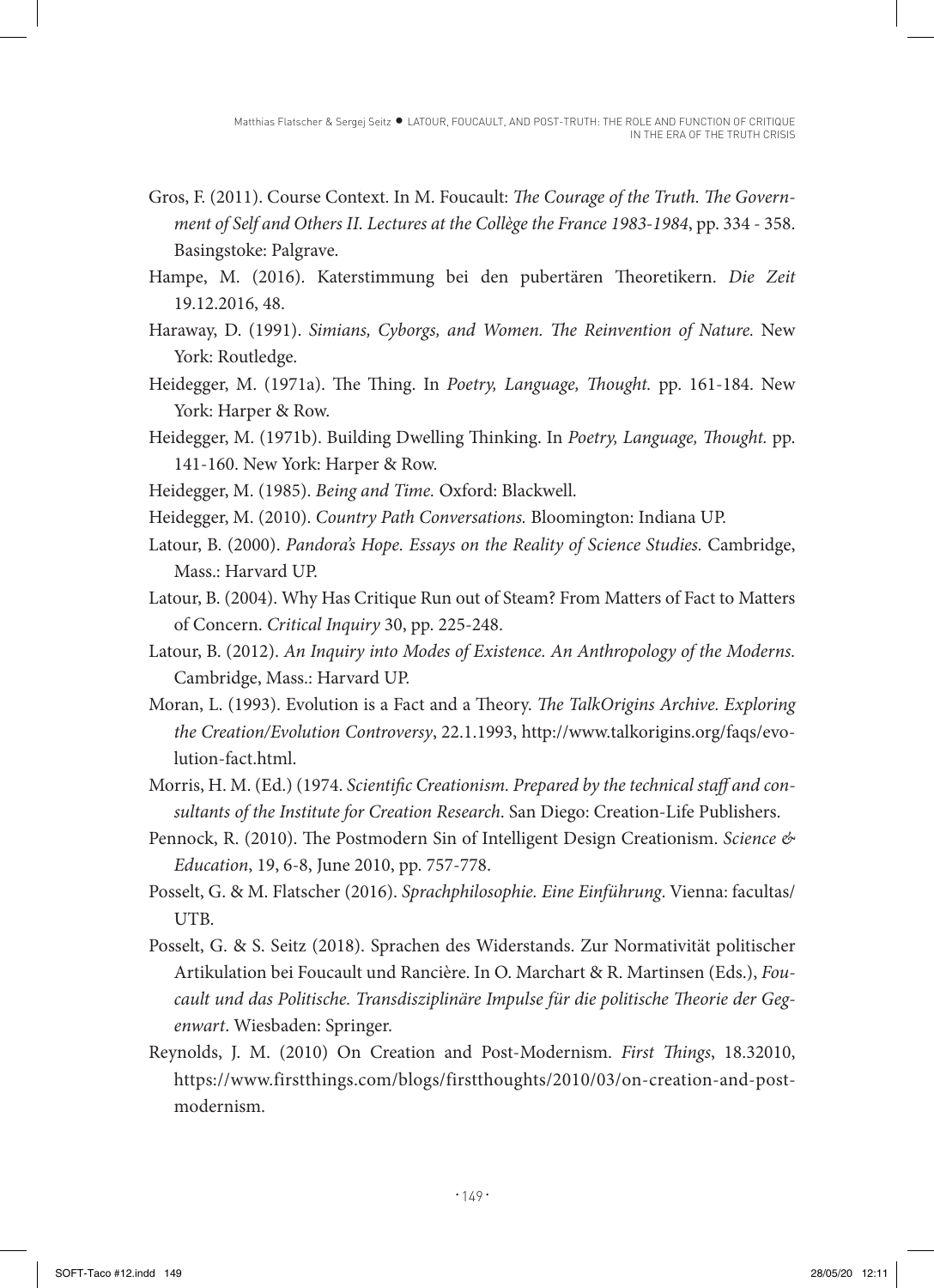Gros, F. (2011). Course Context. In M. Foucault: *The Courage of the Truth. The Government of Self and Others II. Lectures at the Collège the France 1983-1984*, pp. 334 - 358. Basingstoke: Palgrave.

Hampe, M. (2016). Katerstimmung bei den pubertären Theoretikern. *Die Zeit* 19.12.2016, 48.

Haraway, D. (1991). *Simians, Cyborgs, and Women. The Reinvention of Nature.* New York: Routledge.

Heidegger, M. (1971a). The Thing. In *Poetry, Language, Thought.* pp. 161-184. New York: Harper & Row.

Heidegger, M. (1971b). Building Dwelling Thinking. In *Poetry, Language, Thought.* pp. 141-160. New York: Harper & Row.

Heidegger, M. (1985). *Being and Time.* Oxford: Blackwell.

Heidegger, M. (2010). *Country Path Conversations.* Bloomington: Indiana UP.

Latour, B. (2000). *Pandora's Hope. Essays on the Reality of Science Studies.* Cambridge, Mass.: Harvard UP.

Latour, B. (2004). Why Has Critique Run out of Steam? From Matters of Fact to Matters of Concern. *Critical Inquiry* 30, pp. 225-248.

Latour, B. (2012). *An Inquiry into Modes of Existence. An Anthropology of the Moderns.* Cambridge, Mass.: Harvard UP.

Moran, L. (1993). Evolution is a Fact and a Theory. *The TalkOrigins Archive. Exploring the Creation/Evolution Controversy*, 22.1.1993, http://www.talkorigins.org/faqs/evolution-fact.html.

Morris, H. M. (Ed.) (1974. *Scientific Creationism. Prepared by the technical staff and consultants of the Institute for Creation Research.* San Diego: Creation-Life Publishers.

Pennock, R. (2010). The Postmodern Sin of Intelligent Design Creationism. *Science & Education*, 19, 6-8, June 2010, pp. 757-778.

Posselt, G. & M. Flatscher (2016). *Sprachphilosophie. Eine Einführung*. Vienna: facultas/UTB.

Posselt, G. & S. Seitz (2018). Sprachen des Widerstands. Zur Normativität politischer Artikulation bei Foucault und Rancière. In O. Marchart & R. Martinsen (Eds.), *Foucault und das Politische. Transdisziplinäre Impulse für die politische Theorie der Gegenwart*. Wiesbaden: Springer.

Reynolds, J. M. (2010) On Creation and Post-Modernism. *First Things*, 18.32010, https://www.firstthings.com/blogs/firstthoughts/2010/03/on-creation-and-post-modernism.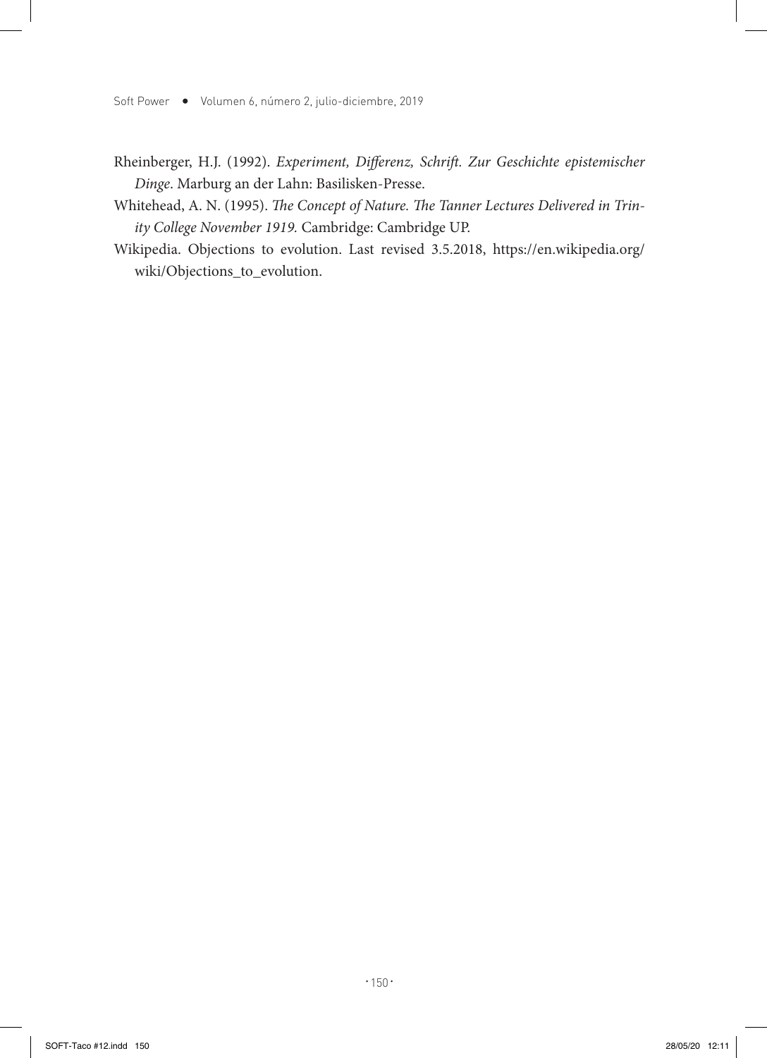Rheinberger, H.J. (1992). *Experiment, Differenz, Schrift. Zur Geschichte epistemischer Dinge*. Marburg an der Lahn: Basilisken-Presse.

Whitehead, A. N. (1995). *The Concept of Nature. The Tanner Lectures Delivered in Trinity College November 1919.* Cambridge: Cambridge UP.

Wikipedia. Objections to evolution. Last revised 3.5.2018, https://en.wikipedia.org/wiki/Objections_to_evolution.